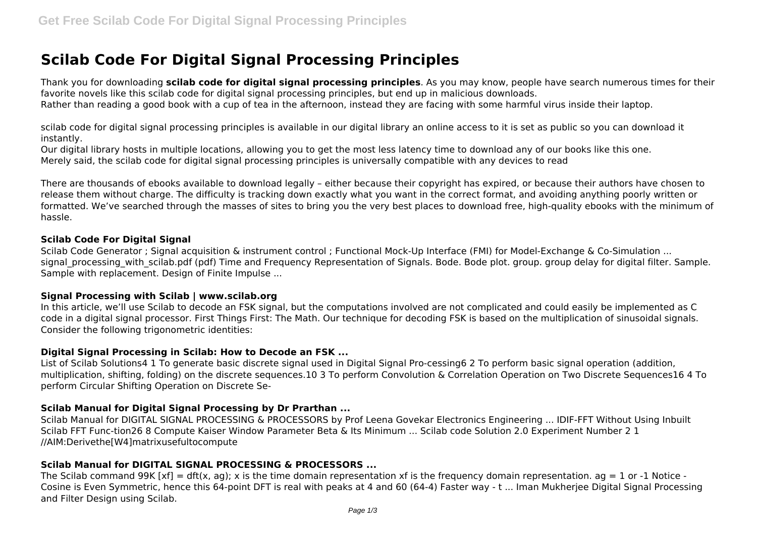# Scilab Code For Digital Signal Processing Principles

Thank you for downloading **scilab code for digital signal processing principles**. As you may know, people have search numerous times for their favorite novels like this scilab code for digital signal processing principles, but end up in malicious downloads.
Rather than reading a good book with a cup of tea in the afternoon, instead they are facing with some harmful virus inside their laptop.

scilab code for digital signal processing principles is available in our digital library an online access to it is set as public so you can download it instantly.
Our digital library hosts in multiple locations, allowing you to get the most less latency time to download any of our books like this one.
Merely said, the scilab code for digital signal processing principles is universally compatible with any devices to read

There are thousands of ebooks available to download legally – either because their copyright has expired, or because their authors have chosen to release them without charge. The difficulty is tracking down exactly what you want in the correct format, and avoiding anything poorly written or formatted. We've searched through the masses of sites to bring you the very best places to download free, high-quality ebooks with the minimum of hassle.

### Scilab Code For Digital Signal

Scilab Code Generator ; Signal acquisition & instrument control ; Functional Mock-Up Interface (FMI) for Model-Exchange & Co-Simulation ... signal_processing_with_scilab.pdf (pdf) Time and Frequency Representation of Signals. Bode. Bode plot. group. group delay for digital filter. Sample. Sample with replacement. Design of Finite Impulse ...

### Signal Processing with Scilab | www.scilab.org

In this article, we'll use Scilab to decode an FSK signal, but the computations involved are not complicated and could easily be implemented as C code in a digital signal processor. First Things First: The Math. Our technique for decoding FSK is based on the multiplication of sinusoidal signals. Consider the following trigonometric identities:

### Digital Signal Processing in Scilab: How to Decode an FSK ...

List of Scilab Solutions4 1 To generate basic discrete signal used in Digital Signal Pro-cessing6 2 To perform basic signal operation (addition, multiplication, shifting, folding) on the discrete sequences.10 3 To perform Convolution & Correlation Operation on Two Discrete Sequences16 4 To perform Circular Shifting Operation on Discrete Se-

### Scilab Manual for Digital Signal Processing by Dr Prarthan ...

Scilab Manual for DIGITAL SIGNAL PROCESSING & PROCESSORS by Prof Leena Govekar Electronics Engineering ... IDIF-FFT Without Using Inbuilt Scilab FFT Func-tion26 8 Compute Kaiser Window Parameter Beta & Its Minimum ... Scilab code Solution 2.0 Experiment Number 2 1 //AIM:Derivethe[W4]matrixusefultocompute

### Scilab Manual for DIGITAL SIGNAL PROCESSING & PROCESSORS ...

The Scilab command 99K [xf] = dft(x, ag); x is the time domain representation xf is the frequency domain representation. ag = 1 or -1 Notice - Cosine is Even Symmetric, hence this 64-point DFT is real with peaks at 4 and 60 (64-4) Faster way - t ... Iman Mukherjee Digital Signal Processing and Filter Design using Scilab.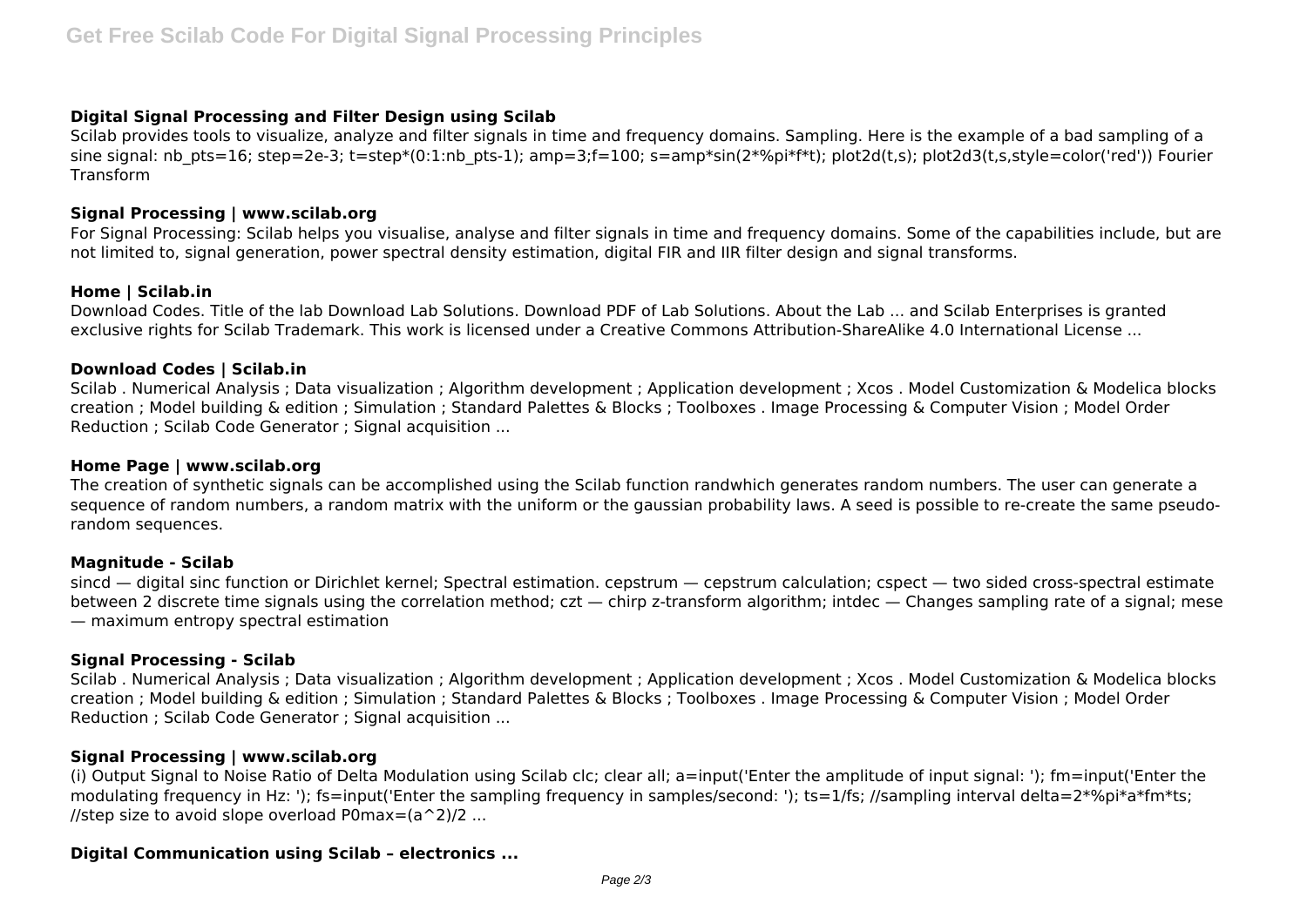### Digital Signal Processing and Filter Design using Scilab

Scilab provides tools to visualize, analyze and filter signals in time and frequency domains. Sampling. Here is the example of a bad sampling of a sine signal: nb_pts=16; step=2e-3; t=step*(0:1:nb_pts-1); amp=3;f=100; s=amp*sin(2*%pi*f*t); plot2d(t,s); plot2d3(t,s,style=color('red')) Fourier Transform

### Signal Processing | www.scilab.org

For Signal Processing: Scilab helps you visualise, analyse and filter signals in time and frequency domains. Some of the capabilities include, but are not limited to, signal generation, power spectral density estimation, digital FIR and IIR filter design and signal transforms.

### Home | Scilab.in

Download Codes. Title of the lab Download Lab Solutions. Download PDF of Lab Solutions. About the Lab ... and Scilab Enterprises is granted exclusive rights for Scilab Trademark. This work is licensed under a Creative Commons Attribution-ShareAlike 4.0 International License ...

### Download Codes | Scilab.in

Scilab . Numerical Analysis ; Data visualization ; Algorithm development ; Application development ; Xcos . Model Customization & Modelica blocks creation ; Model building & edition ; Simulation ; Standard Palettes & Blocks ; Toolboxes . Image Processing & Computer Vision ; Model Order Reduction ; Scilab Code Generator ; Signal acquisition ...

### Home Page | www.scilab.org

The creation of synthetic signals can be accomplished using the Scilab function randwhich generates random numbers. The user can generate a sequence of random numbers, a random matrix with the uniform or the gaussian probability laws. A seed is possible to re-create the same pseudo-random sequences.

### Magnitude - Scilab

sincd — digital sinc function or Dirichlet kernel; Spectral estimation. cepstrum — cepstrum calculation; cspect — two sided cross-spectral estimate between 2 discrete time signals using the correlation method; czt — chirp z-transform algorithm; intdec — Changes sampling rate of a signal; mese — maximum entropy spectral estimation

### Signal Processing - Scilab

Scilab . Numerical Analysis ; Data visualization ; Algorithm development ; Application development ; Xcos . Model Customization & Modelica blocks creation ; Model building & edition ; Simulation ; Standard Palettes & Blocks ; Toolboxes . Image Processing & Computer Vision ; Model Order Reduction ; Scilab Code Generator ; Signal acquisition ...

### Signal Processing | www.scilab.org

(i) Output Signal to Noise Ratio of Delta Modulation using Scilab clc; clear all; a=input('Enter the amplitude of input signal: '); fm=input('Enter the modulating frequency in Hz: '); fs=input('Enter the sampling frequency in samples/second: '); ts=1/fs; //sampling interval delta=2*%pi*a*fm*ts; //step size to avoid slope overload P0max=(a^2)/2 ...

### Digital Communication using Scilab – electronics ...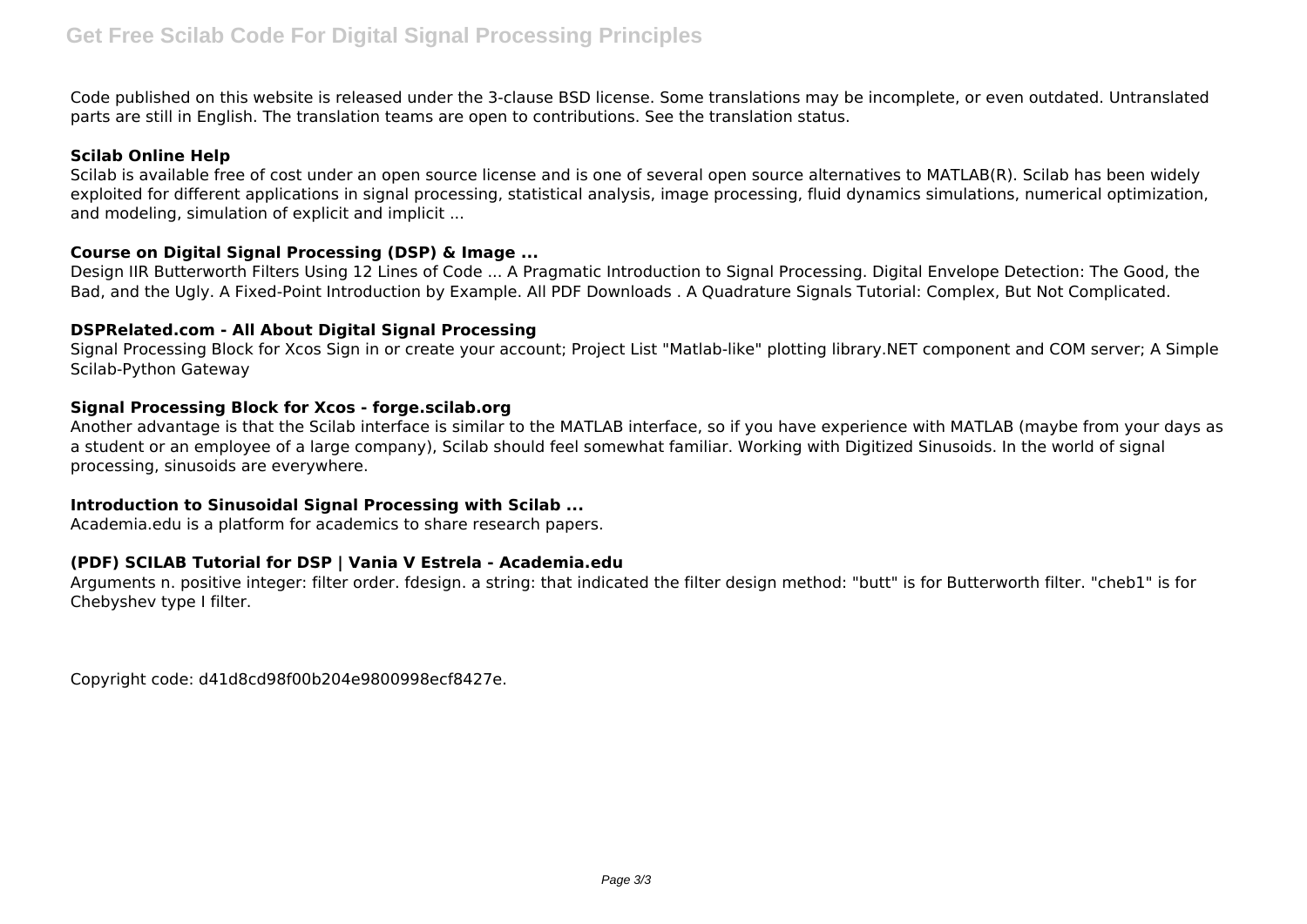Code published on this website is released under the 3-clause BSD license. Some translations may be incomplete, or even outdated. Untranslated parts are still in English. The translation teams are open to contributions. See the translation status.

**Scilab Online Help**

Scilab is available free of cost under an open source license and is one of several open source alternatives to MATLAB(R). Scilab has been widely exploited for different applications in signal processing, statistical analysis, image processing, fluid dynamics simulations, numerical optimization, and modeling, simulation of explicit and implicit ...

**Course on Digital Signal Processing (DSP) & Image ...**

Design IIR Butterworth Filters Using 12 Lines of Code ... A Pragmatic Introduction to Signal Processing. Digital Envelope Detection: The Good, the Bad, and the Ugly. A Fixed-Point Introduction by Example. All PDF Downloads . A Quadrature Signals Tutorial: Complex, But Not Complicated.

**DSPRelated.com - All About Digital Signal Processing**

Signal Processing Block for Xcos Sign in or create your account; Project List "Matlab-like" plotting library.NET component and COM server; A Simple Scilab-Python Gateway

**Signal Processing Block for Xcos - forge.scilab.org**

Another advantage is that the Scilab interface is similar to the MATLAB interface, so if you have experience with MATLAB (maybe from your days as a student or an employee of a large company), Scilab should feel somewhat familiar. Working with Digitized Sinusoids. In the world of signal processing, sinusoids are everywhere.

**Introduction to Sinusoidal Signal Processing with Scilab ...**

Academia.edu is a platform for academics to share research papers.

**(PDF) SCILAB Tutorial for DSP | Vania V Estrela - Academia.edu**

Arguments n. positive integer: filter order. fdesign. a string: that indicated the filter design method: "butt" is for Butterworth filter. "cheb1" is for Chebyshev type I filter.

Copyright code: d41d8cd98f00b204e9800998ecf8427e.